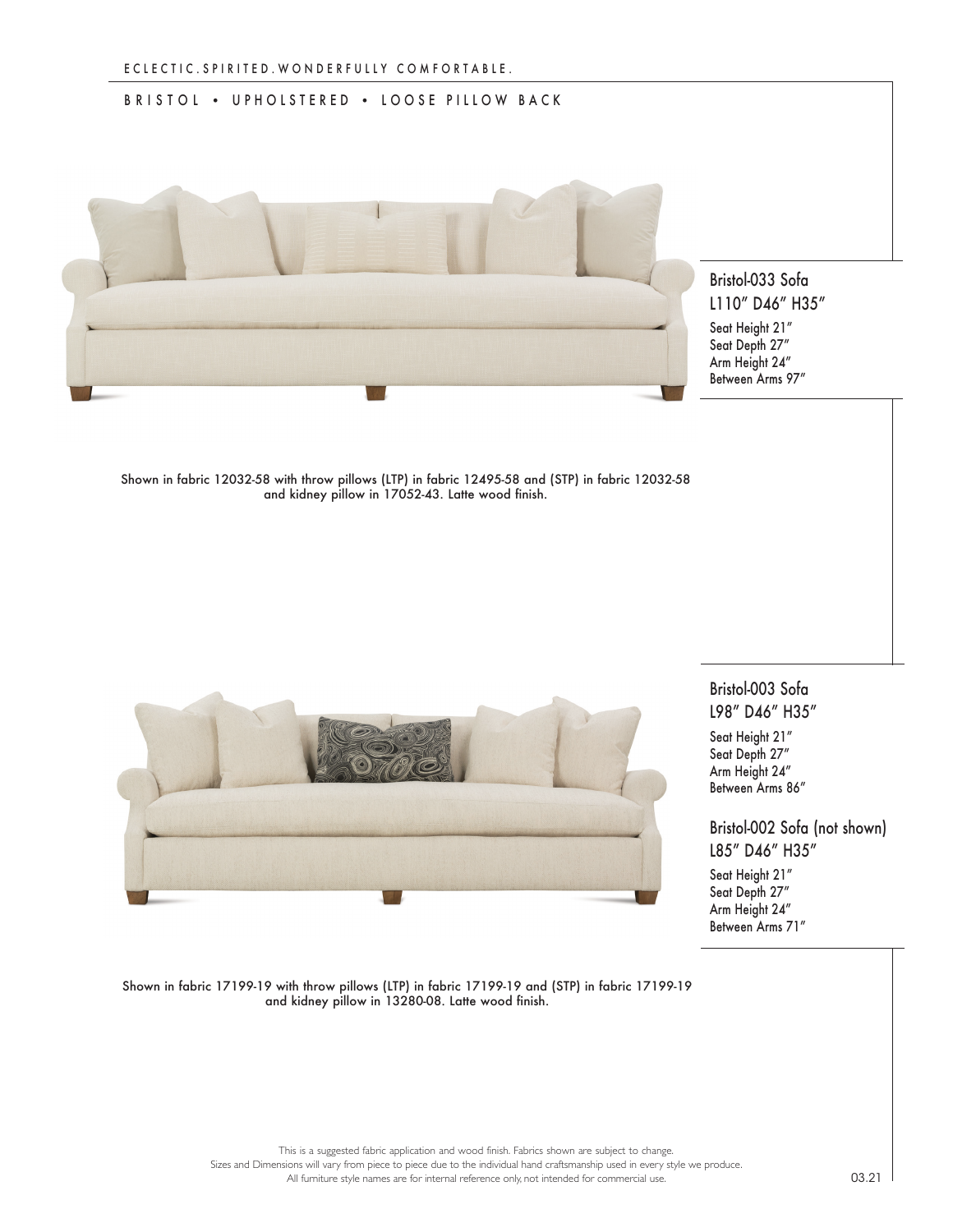ECLECTIC.SPIRITED.WONDERFULLY COMFORTABLE.

# BRISTOL • UPHOLSTERED • LOOSE PILLOW BACK

## Bristol-033 Sofa

L110″ D46″ H35″

Seat Height 21″
Seat Depth 27″
Arm Height 24″
Between Arms 97″

Shown in fabric 12032-58 with throw pillows (LTP) in fabric 12495-58 and (STP) in fabric 12032-58 and kidney pillow in 17052-43. Latte wood finish.

## Bristol-003 Sofa

L98″ D46″ H35″

Seat Height 21″
Seat Depth 27″
Arm Height 24″
Between Arms 86″

## Bristol-002 Sofa (not shown)

L85″ D46″ H35″

Seat Height 21″
Seat Depth 27″
Arm Height 24″
Between Arms 71″

Shown in fabric 17199-19 with throw pillows (LTP) in fabric 17199-19 and (STP) in fabric 17199-19 and kidney pillow in 13280-08. Latte wood finish.

This is a suggested fabric application and wood finish. Fabrics shown are subject to change.
Sizes and Dimensions will vary from piece to piece due to the individual hand craftsmanship used in every style we produce.
All furniture style names are for internal reference only, not intended for commercial use.

03.21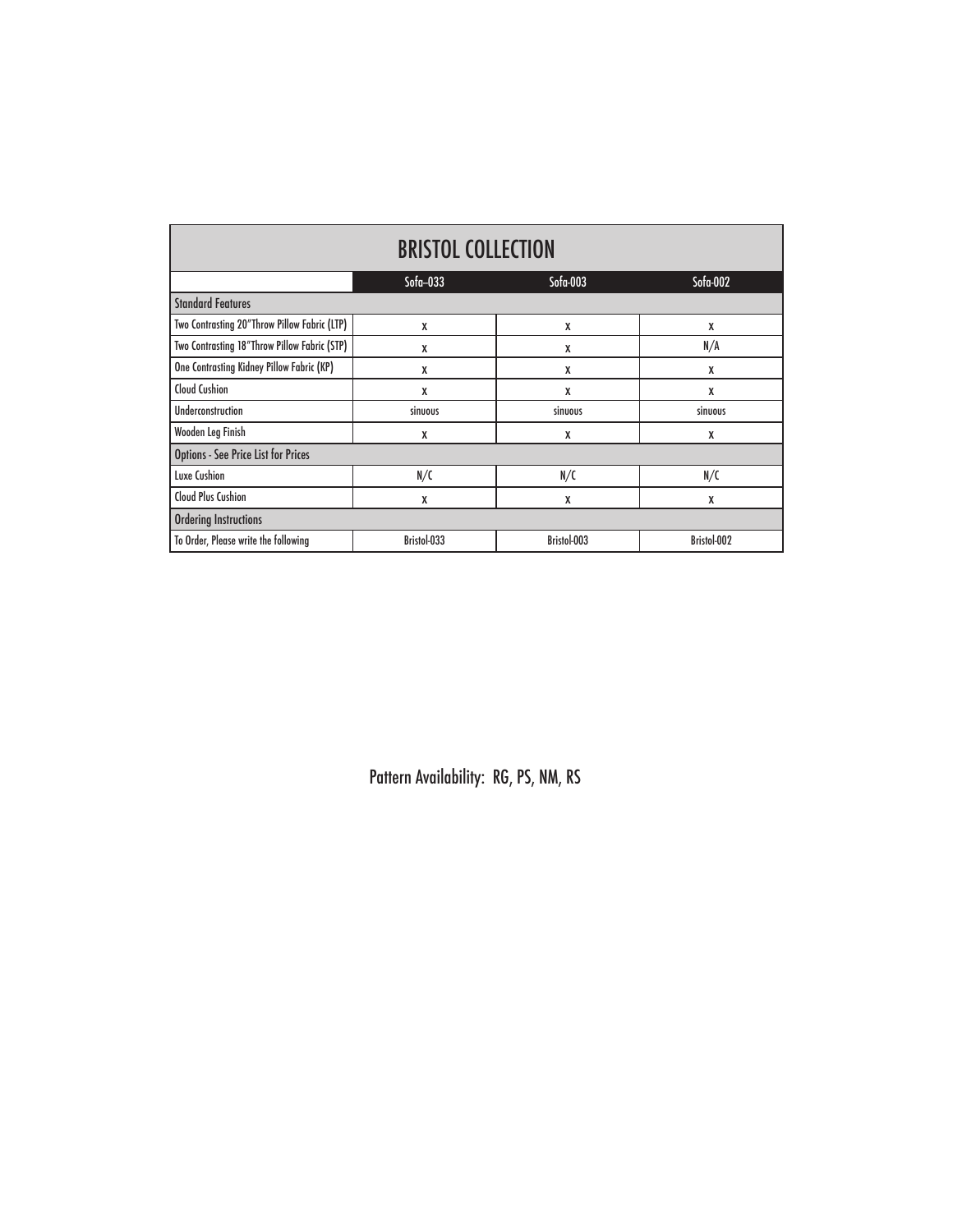# BRISTOL COLLECTION

| | Sofa–033 | Sofa-003 | Sofa-002 |
|---|---|---|---|
| **Standard Features** | | | |
| Two Contrasting 20"Throw Pillow Fabric (LTP) | x | x | x |
| Two Contrasting 18"Throw Pillow Fabric (STP) | x | x | N/A |
| One Contrasting Kidney Pillow Fabric (KP) | x | x | x |
| Cloud Cushion | x | x | x |
| Underconstruction | sinuous | sinuous | sinuous |
| Wooden Leg Finish | x | x | x |
| **Options - See Price List for Prices** | | | |
| Luxe Cushion | N/C | N/C | N/C |
| Cloud Plus Cushion | x | x | x |
| **Ordering Instructions** | | | |
| To Order, Please write the following | Bristol-033 | Bristol-003 | Bristol-002 |

Pattern Availability: RG, PS, NM, RS